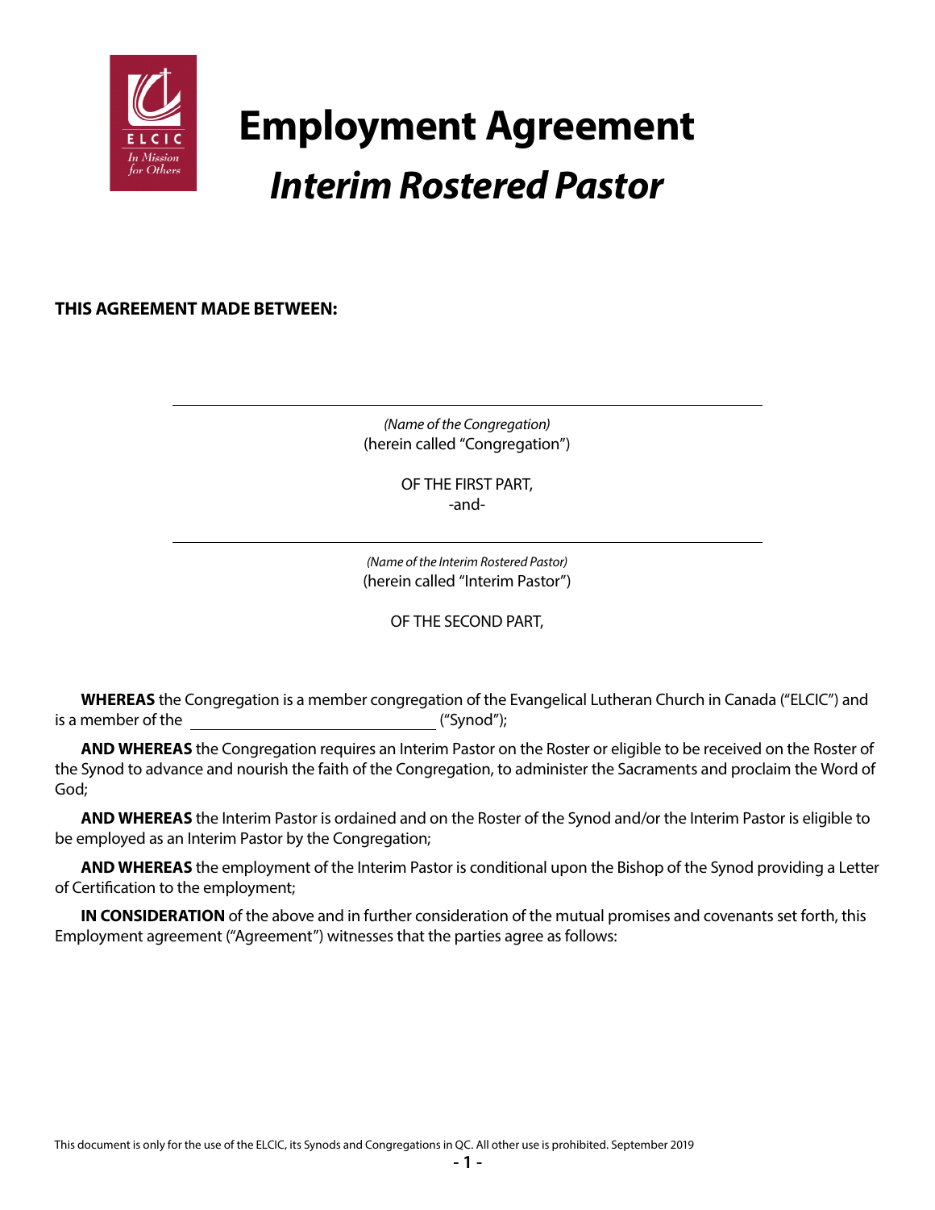# Employment Agreement

## *Interim Rostered Pastor*

**THIS AGREEMENT MADE BETWEEN:**

\_\_\_\_\_\_\_\_\_\_\_\_\_\_\_\_\_\_\_\_\_\_\_\_\_\_\_\_\_\_\_\_\_\_\_\_\_\_\_\_\_\_\_\_\_\_\_\_\_\_

*(Name of the Congregation)*
(herein called "Congregation")

OF THE FIRST PART,
-and-

\_\_\_\_\_\_\_\_\_\_\_\_\_\_\_\_\_\_\_\_\_\_\_\_\_\_\_\_\_\_\_\_\_\_\_\_\_\_\_\_\_\_\_\_\_\_\_\_\_\_

*(Name of the Interim Rostered Pastor)*
(herein called "Interim Pastor")

OF THE SECOND PART,

**WHEREAS** the Congregation is a member congregation of the Evangelical Lutheran Church in Canada ("ELCIC") and is a member of the \_\_\_\_\_\_\_\_\_\_\_\_\_\_\_\_\_\_\_\_\_\_\_\_\_\_\_\_\_\_ ("Synod");

**AND WHEREAS** the Congregation requires an Interim Pastor on the Roster or eligible to be received on the Roster of the Synod to advance and nourish the faith of the Congregation, to administer the Sacraments and proclaim the Word of God;

**AND WHEREAS** the Interim Pastor is ordained and on the Roster of the Synod and/or the Interim Pastor is eligible to be employed as an Interim Pastor by the Congregation;

**AND WHEREAS** the employment of the Interim Pastor is conditional upon the Bishop of the Synod providing a Letter of Certification to the employment;

**IN CONSIDERATION** of the above and in further consideration of the mutual promises and covenants set forth, this Employment agreement ("Agreement") witnesses that the parties agree as follows:

This document is only for the use of the ELCIC, its Synods and Congregations in QC. All other use is prohibited. September 2019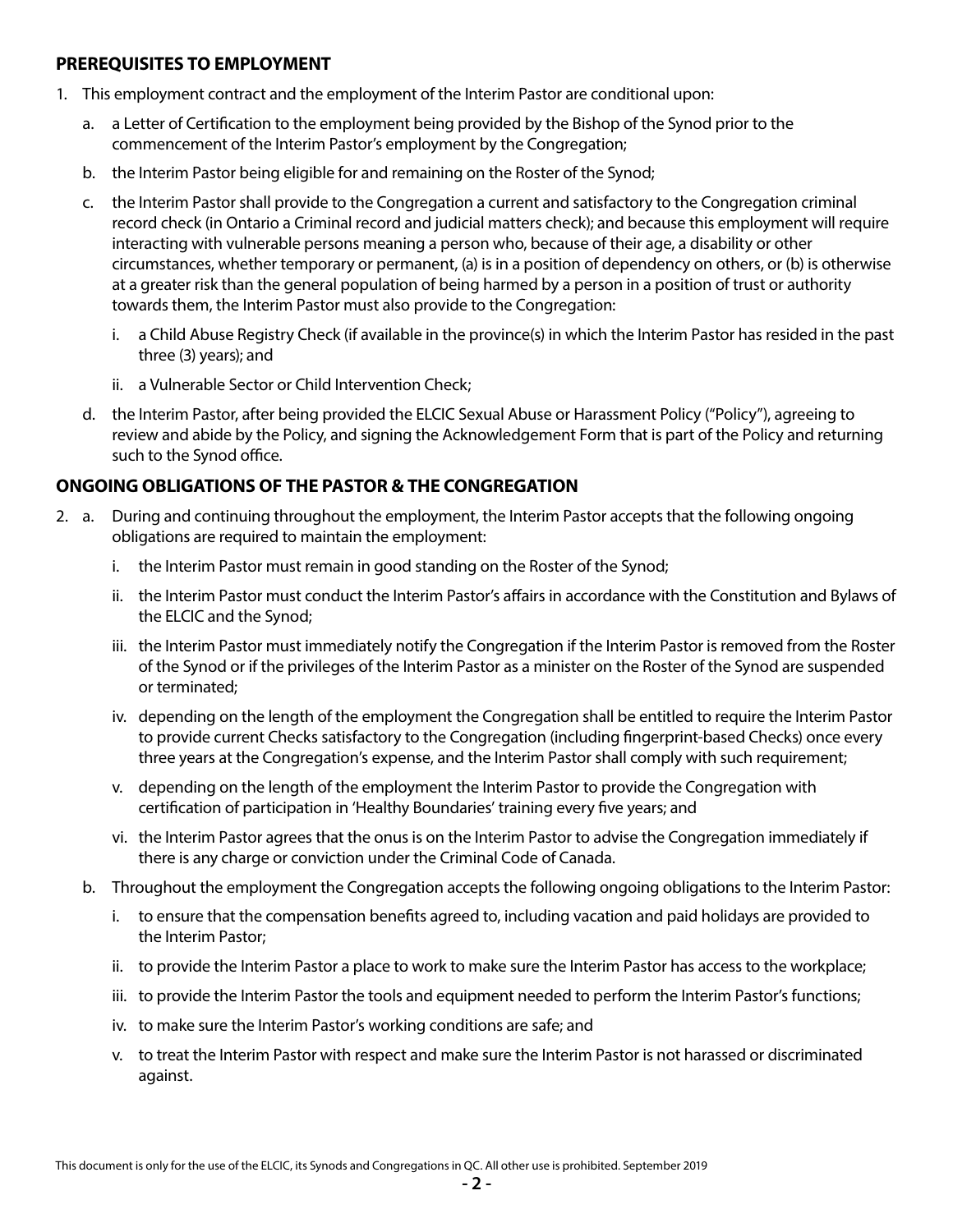## PREREQUISITES TO EMPLOYMENT

1. This employment contract and the employment of the Interim Pastor are conditional upon:
   a. a Letter of Certification to the employment being provided by the Bishop of the Synod prior to the commencement of the Interim Pastor's employment by the Congregation;
   b. the Interim Pastor being eligible for and remaining on the Roster of the Synod;
   c. the Interim Pastor shall provide to the Congregation a current and satisfactory to the Congregation criminal record check (in Ontario a Criminal record and judicial matters check); and because this employment will require interacting with vulnerable persons meaning a person who, because of their age, a disability or other circumstances, whether temporary or permanent, (a) is in a position of dependency on others, or (b) is otherwise at a greater risk than the general population of being harmed by a person in a position of trust or authority towards them, the Interim Pastor must also provide to the Congregation:
      i. a Child Abuse Registry Check (if available in the province(s) in which the Interim Pastor has resided in the past three (3) years); and
      ii. a Vulnerable Sector or Child Intervention Check;
   d. the Interim Pastor, after being provided the ELCIC Sexual Abuse or Harassment Policy ("Policy"), agreeing to review and abide by the Policy, and signing the Acknowledgement Form that is part of the Policy and returning such to the Synod office.

## ONGOING OBLIGATIONS OF THE PASTOR & THE CONGREGATION

2. a. During and continuing throughout the employment, the Interim Pastor accepts that the following ongoing obligations are required to maintain the employment:
      i. the Interim Pastor must remain in good standing on the Roster of the Synod;
      ii. the Interim Pastor must conduct the Interim Pastor's affairs in accordance with the Constitution and Bylaws of the ELCIC and the Synod;
      iii. the Interim Pastor must immediately notify the Congregation if the Interim Pastor is removed from the Roster of the Synod or if the privileges of the Interim Pastor as a minister on the Roster of the Synod are suspended or terminated;
      iv. depending on the length of the employment the Congregation shall be entitled to require the Interim Pastor to provide current Checks satisfactory to the Congregation (including fingerprint-based Checks) once every three years at the Congregation's expense, and the Interim Pastor shall comply with such requirement;
      v. depending on the length of the employment the Interim Pastor to provide the Congregation with certification of participation in 'Healthy Boundaries' training every five years; and
      vi. the Interim Pastor agrees that the onus is on the Interim Pastor to advise the Congregation immediately if there is any charge or conviction under the Criminal Code of Canada.

   b. Throughout the employment the Congregation accepts the following ongoing obligations to the Interim Pastor:
      i. to ensure that the compensation benefits agreed to, including vacation and paid holidays are provided to the Interim Pastor;
      ii. to provide the Interim Pastor a place to work to make sure the Interim Pastor has access to the workplace;
      iii. to provide the Interim Pastor the tools and equipment needed to perform the Interim Pastor's functions;
      iv. to make sure the Interim Pastor's working conditions are safe; and
      v. to treat the Interim Pastor with respect and make sure the Interim Pastor is not harassed or discriminated against.

This document is only for the use of the ELCIC, its Synods and Congregations in QC. All other use is prohibited. September 2019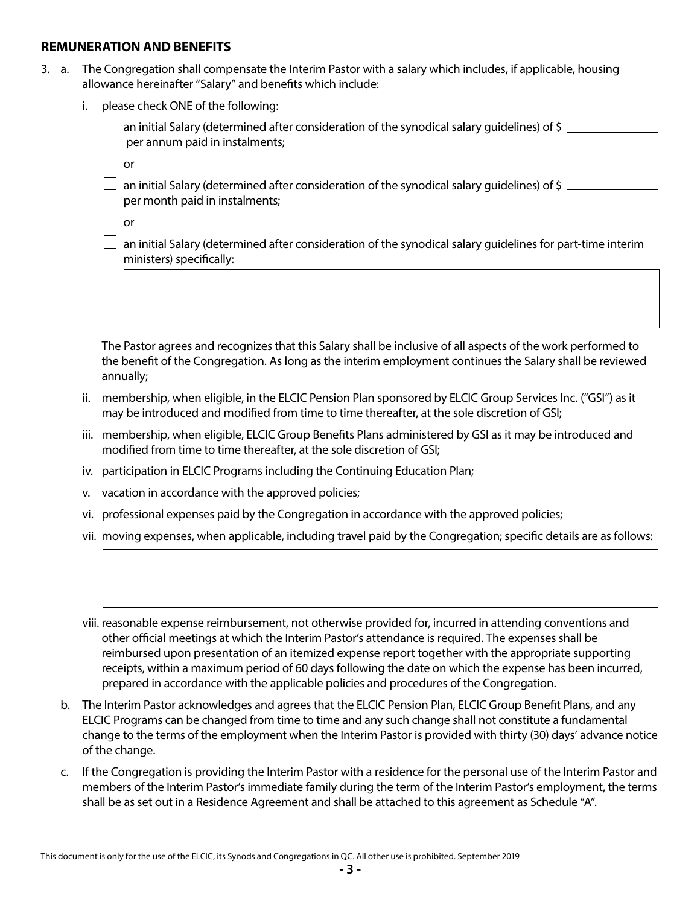## REMUNERATION AND BENEFITS

3. a. The Congregation shall compensate the Interim Pastor with a salary which includes, if applicable, housing allowance hereinafter "Salary" and benefits which include:

   i. please check ONE of the following:

   ☐ an initial Salary (determined after consideration of the synodical salary guidelines) of $ \_\_\_\_\_\_\_\_\_\_\_\_\_\_ per annum paid in instalments;

   or

   ☐ an initial Salary (determined after consideration of the synodical salary guidelines) of $ \_\_\_\_\_\_\_\_\_\_\_\_\_\_ per month paid in instalments;

   or

   ☐ an initial Salary (determined after consideration of the synodical salary guidelines for part-time interim ministers) specifically:

   | |
   |---|
   | |

   The Pastor agrees and recognizes that this Salary shall be inclusive of all aspects of the work performed to the benefit of the Congregation. As long as the interim employment continues the Salary shall be reviewed annually;

   ii. membership, when eligible, in the ELCIC Pension Plan sponsored by ELCIC Group Services Inc. ("GSI") as it may be introduced and modified from time to time thereafter, at the sole discretion of GSI;

   iii. membership, when eligible, ELCIC Group Benefits Plans administered by GSI as it may be introduced and modified from time to time thereafter, at the sole discretion of GSI;

   iv. participation in ELCIC Programs including the Continuing Education Plan;

   v. vacation in accordance with the approved policies;

   vi. professional expenses paid by the Congregation in accordance with the approved policies;

   vii. moving expenses, when applicable, including travel paid by the Congregation; specific details are as follows:

   | |
   |---|
   | |

   viii. reasonable expense reimbursement, not otherwise provided for, incurred in attending conventions and other official meetings at which the Interim Pastor's attendance is required. The expenses shall be reimbursed upon presentation of an itemized expense report together with the appropriate supporting receipts, within a maximum period of 60 days following the date on which the expense has been incurred, prepared in accordance with the applicable policies and procedures of the Congregation.

   b. The Interim Pastor acknowledges and agrees that the ELCIC Pension Plan, ELCIC Group Benefit Plans, and any ELCIC Programs can be changed from time to time and any such change shall not constitute a fundamental change to the terms of the employment when the Interim Pastor is provided with thirty (30) days' advance notice of the change.

   c. If the Congregation is providing the Interim Pastor with a residence for the personal use of the Interim Pastor and members of the Interim Pastor's immediate family during the term of the Interim Pastor's employment, the terms shall be as set out in a Residence Agreement and shall be attached to this agreement as Schedule "A".

This document is only for the use of the ELCIC, its Synods and Congregations in QC. All other use is prohibited. September 2019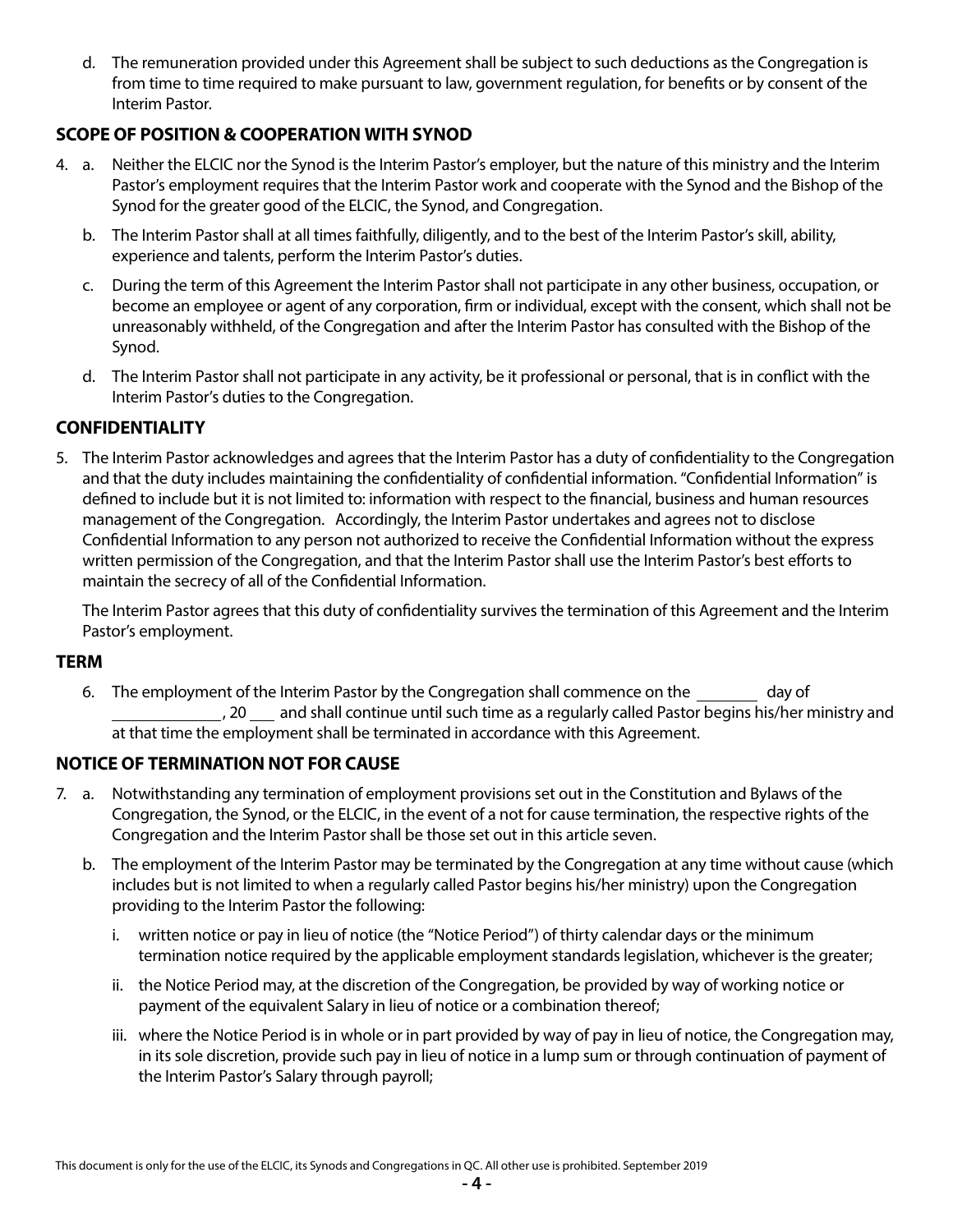d. The remuneration provided under this Agreement shall be subject to such deductions as the Congregation is from time to time required to make pursuant to law, government regulation, for benefits or by consent of the Interim Pastor.

## SCOPE OF POSITION & COOPERATION WITH SYNOD

4. a. Neither the ELCIC nor the Synod is the Interim Pastor's employer, but the nature of this ministry and the Interim Pastor's employment requires that the Interim Pastor work and cooperate with the Synod and the Bishop of the Synod for the greater good of the ELCIC, the Synod, and Congregation.

   b. The Interim Pastor shall at all times faithfully, diligently, and to the best of the Interim Pastor's skill, ability, experience and talents, perform the Interim Pastor's duties.

   c. During the term of this Agreement the Interim Pastor shall not participate in any other business, occupation, or become an employee or agent of any corporation, firm or individual, except with the consent, which shall not be unreasonably withheld, of the Congregation and after the Interim Pastor has consulted with the Bishop of the Synod.

   d. The Interim Pastor shall not participate in any activity, be it professional or personal, that is in conflict with the Interim Pastor's duties to the Congregation.

## CONFIDENTIALITY

5. The Interim Pastor acknowledges and agrees that the Interim Pastor has a duty of confidentiality to the Congregation and that the duty includes maintaining the confidentiality of confidential information. "Confidential Information" is defined to include but it is not limited to: information with respect to the financial, business and human resources management of the Congregation. Accordingly, the Interim Pastor undertakes and agrees not to disclose Confidential Information to any person not authorized to receive the Confidential Information without the express written permission of the Congregation, and that the Interim Pastor shall use the Interim Pastor's best efforts to maintain the secrecy of all of the Confidential Information.

   The Interim Pastor agrees that this duty of confidentiality survives the termination of this Agreement and the Interim Pastor's employment.

## TERM

6. The employment of the Interim Pastor by the Congregation shall commence on the ________ day of ____________, 20 ___ and shall continue until such time as a regularly called Pastor begins his/her ministry and at that time the employment shall be terminated in accordance with this Agreement.

## NOTICE OF TERMINATION NOT FOR CAUSE

7. a. Notwithstanding any termination of employment provisions set out in the Constitution and Bylaws of the Congregation, the Synod, or the ELCIC, in the event of a not for cause termination, the respective rights of the Congregation and the Interim Pastor shall be those set out in this article seven.

   b. The employment of the Interim Pastor may be terminated by the Congregation at any time without cause (which includes but is not limited to when a regularly called Pastor begins his/her ministry) upon the Congregation providing to the Interim Pastor the following:

      i. written notice or pay in lieu of notice (the "Notice Period") of thirty calendar days or the minimum termination notice required by the applicable employment standards legislation, whichever is the greater;

      ii. the Notice Period may, at the discretion of the Congregation, be provided by way of working notice or payment of the equivalent Salary in lieu of notice or a combination thereof;

      iii. where the Notice Period is in whole or in part provided by way of pay in lieu of notice, the Congregation may, in its sole discretion, provide such pay in lieu of notice in a lump sum or through continuation of payment of the Interim Pastor's Salary through payroll;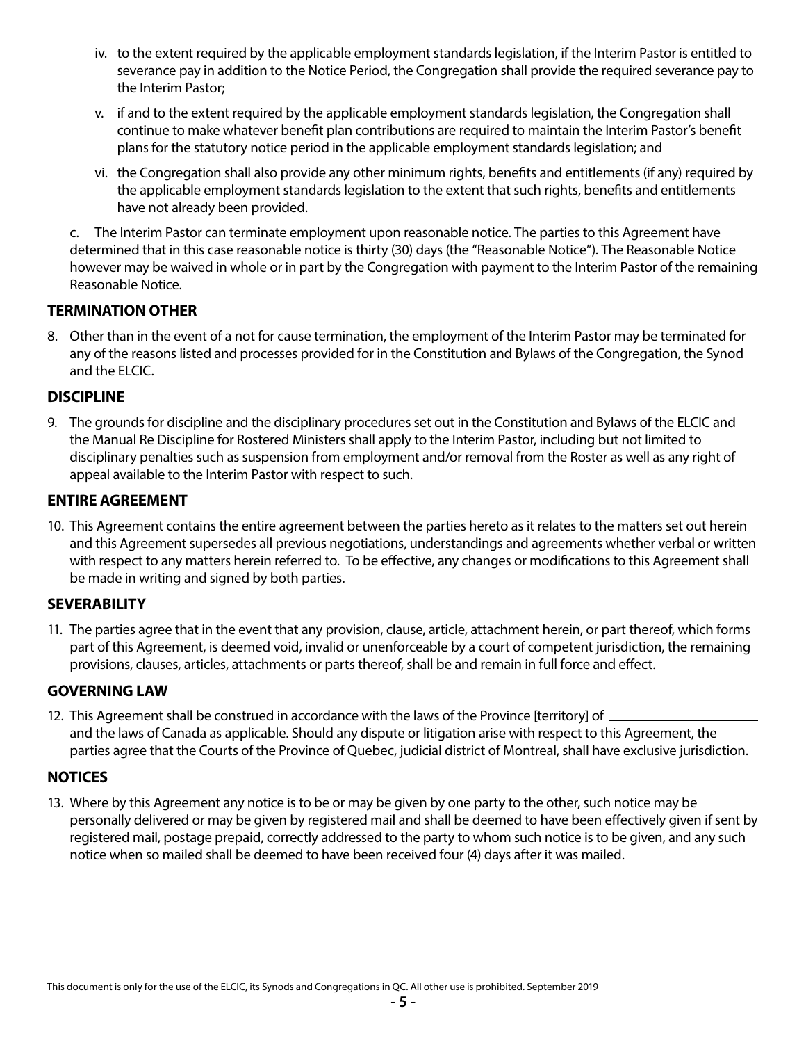iv. to the extent required by the applicable employment standards legislation, if the Interim Pastor is entitled to severance pay in addition to the Notice Period, the Congregation shall provide the required severance pay to the Interim Pastor;

v. if and to the extent required by the applicable employment standards legislation, the Congregation shall continue to make whatever benefit plan contributions are required to maintain the Interim Pastor's benefit plans for the statutory notice period in the applicable employment standards legislation; and

vi. the Congregation shall also provide any other minimum rights, benefits and entitlements (if any) required by the applicable employment standards legislation to the extent that such rights, benefits and entitlements have not already been provided.

c. The Interim Pastor can terminate employment upon reasonable notice. The parties to this Agreement have determined that in this case reasonable notice is thirty (30) days (the "Reasonable Notice"). The Reasonable Notice however may be waived in whole or in part by the Congregation with payment to the Interim Pastor of the remaining Reasonable Notice.

## TERMINATION OTHER

8. Other than in the event of a not for cause termination, the employment of the Interim Pastor may be terminated for any of the reasons listed and processes provided for in the Constitution and Bylaws of the Congregation, the Synod and the ELCIC.

## DISCIPLINE

9. The grounds for discipline and the disciplinary procedures set out in the Constitution and Bylaws of the ELCIC and the Manual Re Discipline for Rostered Ministers shall apply to the Interim Pastor, including but not limited to disciplinary penalties such as suspension from employment and/or removal from the Roster as well as any right of appeal available to the Interim Pastor with respect to such.

## ENTIRE AGREEMENT

10. This Agreement contains the entire agreement between the parties hereto as it relates to the matters set out herein and this Agreement supersedes all previous negotiations, understandings and agreements whether verbal or written with respect to any matters herein referred to. To be effective, any changes or modifications to this Agreement shall be made in writing and signed by both parties.

## SEVERABILITY

11. The parties agree that in the event that any provision, clause, article, attachment herein, or part thereof, which forms part of this Agreement, is deemed void, invalid or unenforceable by a court of competent jurisdiction, the remaining provisions, clauses, articles, attachments or parts thereof, shall be and remain in full force and effect.

## GOVERNING LAW

12. This Agreement shall be construed in accordance with the laws of the Province [territory] of \_\_\_\_\_\_\_\_\_\_\_\_\_\_\_\_\_\_\_\_ and the laws of Canada as applicable. Should any dispute or litigation arise with respect to this Agreement, the parties agree that the Courts of the Province of Quebec, judicial district of Montreal, shall have exclusive jurisdiction.

## NOTICES

13. Where by this Agreement any notice is to be or may be given by one party to the other, such notice may be personally delivered or may be given by registered mail and shall be deemed to have been effectively given if sent by registered mail, postage prepaid, correctly addressed to the party to whom such notice is to be given, and any such notice when so mailed shall be deemed to have been received four (4) days after it was mailed.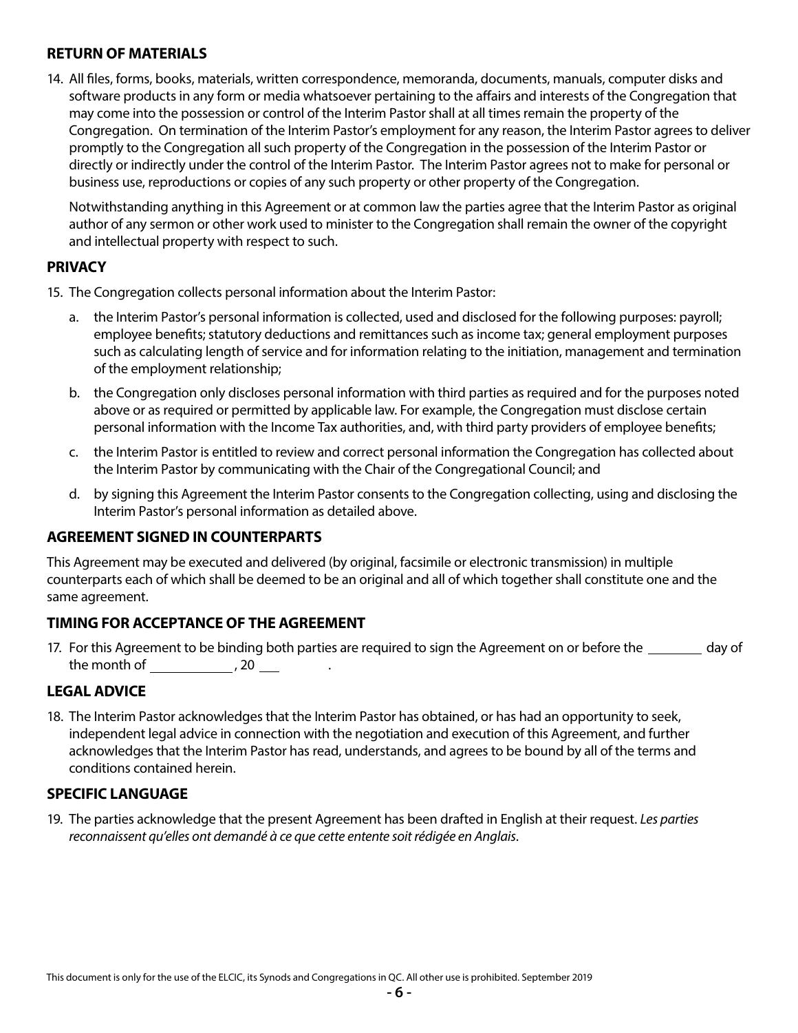## RETURN OF MATERIALS

14. All files, forms, books, materials, written correspondence, memoranda, documents, manuals, computer disks and software products in any form or media whatsoever pertaining to the affairs and interests of the Congregation that may come into the possession or control of the Interim Pastor shall at all times remain the property of the Congregation. On termination of the Interim Pastor's employment for any reason, the Interim Pastor agrees to deliver promptly to the Congregation all such property of the Congregation in the possession of the Interim Pastor or directly or indirectly under the control of the Interim Pastor. The Interim Pastor agrees not to make for personal or business use, reproductions or copies of any such property or other property of the Congregation.

    Notwithstanding anything in this Agreement or at common law the parties agree that the Interim Pastor as original author of any sermon or other work used to minister to the Congregation shall remain the owner of the copyright and intellectual property with respect to such.

## PRIVACY

15. The Congregation collects personal information about the Interim Pastor:

    a. the Interim Pastor's personal information is collected, used and disclosed for the following purposes: payroll; employee benefits; statutory deductions and remittances such as income tax; general employment purposes such as calculating length of service and for information relating to the initiation, management and termination of the employment relationship;

    b. the Congregation only discloses personal information with third parties as required and for the purposes noted above or as required or permitted by applicable law. For example, the Congregation must disclose certain personal information with the Income Tax authorities, and, with third party providers of employee benefits;

    c. the Interim Pastor is entitled to review and correct personal information the Congregation has collected about the Interim Pastor by communicating with the Chair of the Congregational Council; and

    d. by signing this Agreement the Interim Pastor consents to the Congregation collecting, using and disclosing the Interim Pastor's personal information as detailed above.

## AGREEMENT SIGNED IN COUNTERPARTS

This Agreement may be executed and delivered (by original, facsimile or electronic transmission) in multiple counterparts each of which shall be deemed to be an original and all of which together shall constitute one and the same agreement.

## TIMING FOR ACCEPTANCE OF THE AGREEMENT

17. For this Agreement to be binding both parties are required to sign the Agreement on or before the ________ day of the month of ____________, 20 ___ .

## LEGAL ADVICE

18. The Interim Pastor acknowledges that the Interim Pastor has obtained, or has had an opportunity to seek, independent legal advice in connection with the negotiation and execution of this Agreement, and further acknowledges that the Interim Pastor has read, understands, and agrees to be bound by all of the terms and conditions contained herein.

## SPECIFIC LANGUAGE

19. The parties acknowledge that the present Agreement has been drafted in English at their request. *Les parties reconnaissent qu'elles ont demandé à ce que cette entente soit rédigée en Anglais*.

This document is only for the use of the ELCIC, its Synods and Congregations in QC. All other use is prohibited. September 2019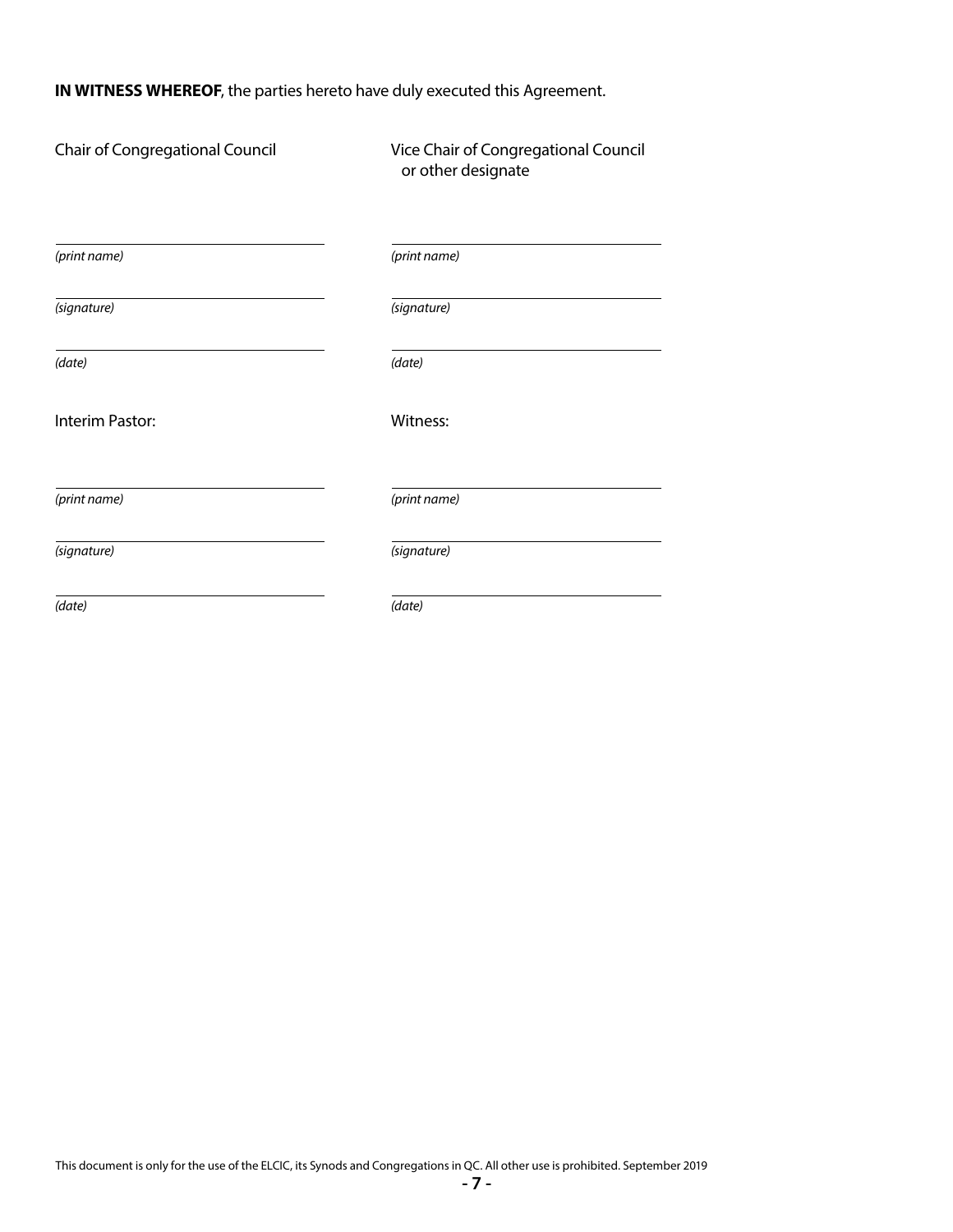**IN WITNESS WHEREOF**, the parties hereto have duly executed this Agreement.

| Chair of Congregational Council | Vice Chair of Congregational Council or other designate |
| --- | --- |
| _______________________ | _______________________ |
| *(print name)* | *(print name)* |
| _______________________ | _______________________ |
| *(signature)* | *(signature)* |
| _______________________ | _______________________ |
| *(date)* | *(date)* |

| Interim Pastor: | Witness: |
| --- | --- |
| _______________________ | _______________________ |
| *(print name)* | *(print name)* |
| _______________________ | _______________________ |
| *(signature)* | *(signature)* |
| _______________________ | _______________________ |
| *(date)* | *(date)* |

This document is only for the use of the ELCIC, its Synods and Congregations in QC. All other use is prohibited. September 2019